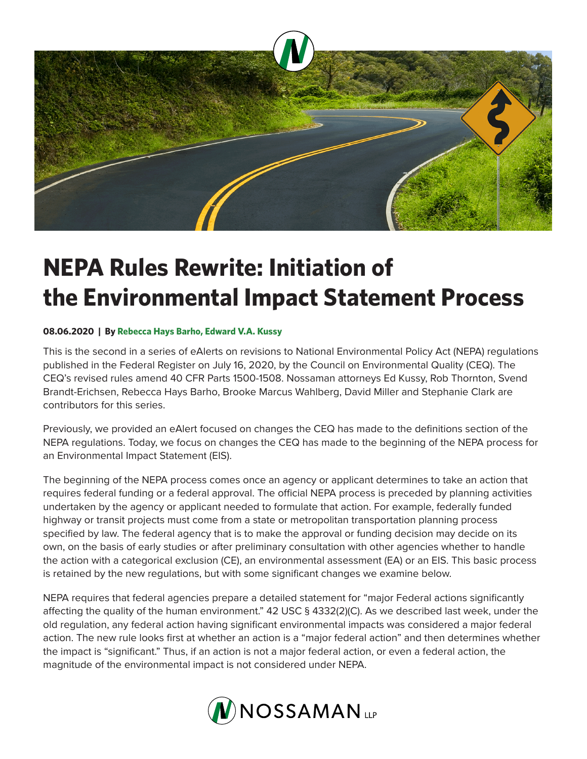# NEPA Rules Rewrite: Initiation of the Environmental Impact Statement Process

**08.06.2020 | By Rebecca Hays Barho, Edward V.A. Kussy**

This is the second in a series of eAlerts on revisions to National Environmental Policy Act (NEPA) regulations published in the Federal Register on July 16, 2020, by the Council on Environmental Quality (CEQ). The CEQ's revised rules amend 40 CFR Parts 1500-1508. Nossaman attorneys Ed Kussy, Rob Thornton, Svend Brandt-Erichsen, Rebecca Hays Barho, Brooke Marcus Wahlberg, David Miller and Stephanie Clark are contributors for this series.

Previously, we provided an eAlert focused on changes the CEQ has made to the definitions section of the NEPA regulations. Today, we focus on changes the CEQ has made to the beginning of the NEPA process for an Environmental Impact Statement (EIS).

The beginning of the NEPA process comes once an agency or applicant determines to take an action that requires federal funding or a federal approval. The official NEPA process is preceded by planning activities undertaken by the agency or applicant needed to formulate that action. For example, federally funded highway or transit projects must come from a state or metropolitan transportation planning process specified by law. The federal agency that is to make the approval or funding decision may decide on its own, on the basis of early studies or after preliminary consultation with other agencies whether to handle the action with a categorical exclusion (CE), an environmental assessment (EA) or an EIS. This basic process is retained by the new regulations, but with some significant changes we examine below.

NEPA requires that federal agencies prepare a detailed statement for "major Federal actions significantly affecting the quality of the human environment." 42 USC § 4332(2)(C). As we described last week, under the old regulation, any federal action having significant environmental impacts was considered a major federal action. The new rule looks first at whether an action is a "major federal action" and then determines whether the impact is "significant." Thus, if an action is not a major federal action, or even a federal action, the magnitude of the environmental impact is not considered under NEPA.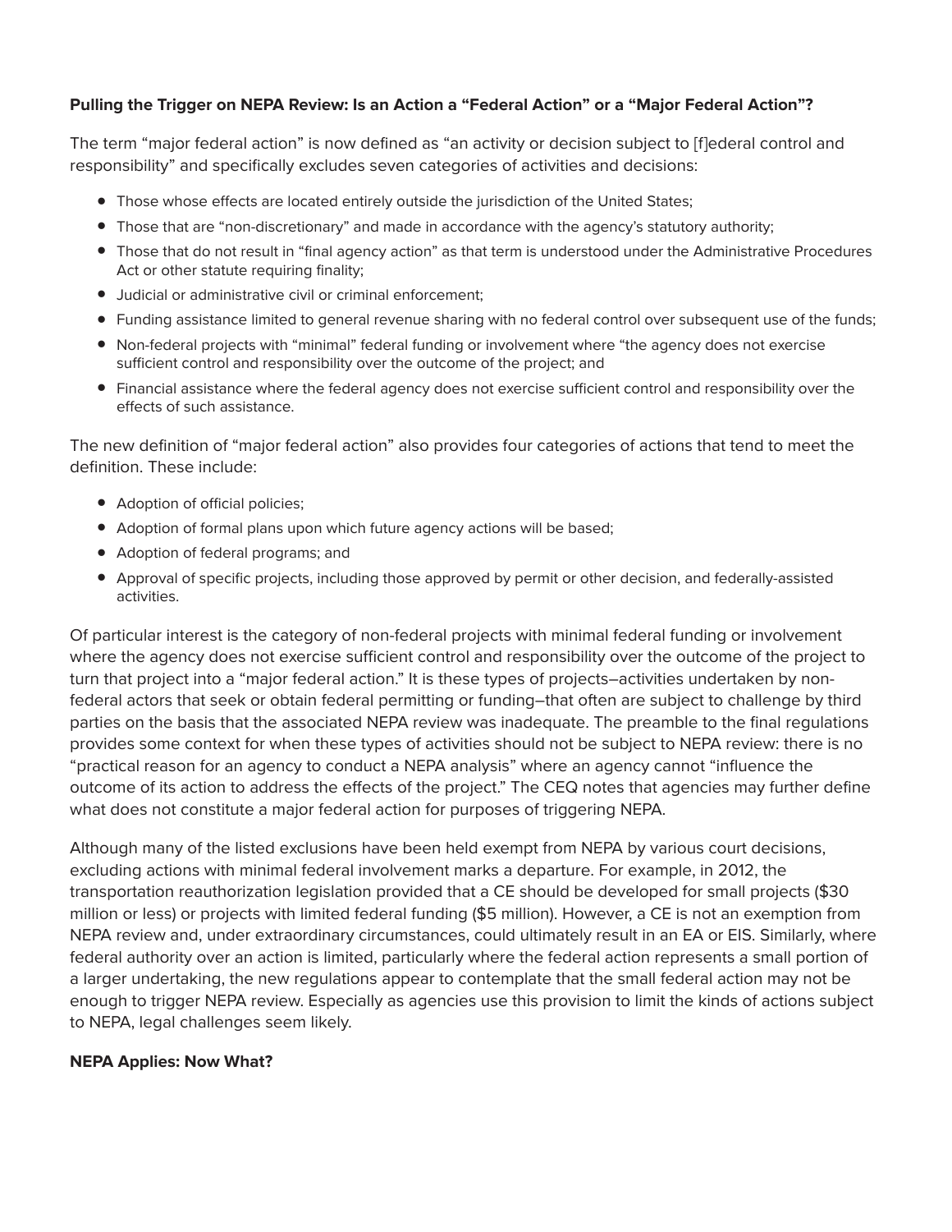**Pulling the Trigger on NEPA Review: Is an Action a "Federal Action" or a "Major Federal Action"?**

The term "major federal action" is now defined as "an activity or decision subject to [f]ederal control and responsibility" and specifically excludes seven categories of activities and decisions:

- Those whose effects are located entirely outside the jurisdiction of the United States;
- Those that are "non-discretionary" and made in accordance with the agency's statutory authority;
- Those that do not result in "final agency action" as that term is understood under the Administrative Procedures Act or other statute requiring finality;
- Judicial or administrative civil or criminal enforcement;
- Funding assistance limited to general revenue sharing with no federal control over subsequent use of the funds;
- Non-federal projects with "minimal" federal funding or involvement where "the agency does not exercise sufficient control and responsibility over the outcome of the project; and
- Financial assistance where the federal agency does not exercise sufficient control and responsibility over the effects of such assistance.

The new definition of "major federal action" also provides four categories of actions that tend to meet the definition. These include:

- Adoption of official policies;
- Adoption of formal plans upon which future agency actions will be based;
- Adoption of federal programs; and
- Approval of specific projects, including those approved by permit or other decision, and federally-assisted activities.

Of particular interest is the category of non-federal projects with minimal federal funding or involvement where the agency does not exercise sufficient control and responsibility over the outcome of the project to turn that project into a "major federal action." It is these types of projects–activities undertaken by non-federal actors that seek or obtain federal permitting or funding–that often are subject to challenge by third parties on the basis that the associated NEPA review was inadequate. The preamble to the final regulations provides some context for when these types of activities should not be subject to NEPA review: there is no "practical reason for an agency to conduct a NEPA analysis" where an agency cannot "influence the outcome of its action to address the effects of the project." The CEQ notes that agencies may further define what does not constitute a major federal action for purposes of triggering NEPA.

Although many of the listed exclusions have been held exempt from NEPA by various court decisions, excluding actions with minimal federal involvement marks a departure. For example, in 2012, the transportation reauthorization legislation provided that a CE should be developed for small projects ($30 million or less) or projects with limited federal funding ($5 million). However, a CE is not an exemption from NEPA review and, under extraordinary circumstances, could ultimately result in an EA or EIS. Similarly, where federal authority over an action is limited, particularly where the federal action represents a small portion of a larger undertaking, the new regulations appear to contemplate that the small federal action may not be enough to trigger NEPA review. Especially as agencies use this provision to limit the kinds of actions subject to NEPA, legal challenges seem likely.

**NEPA Applies: Now What?**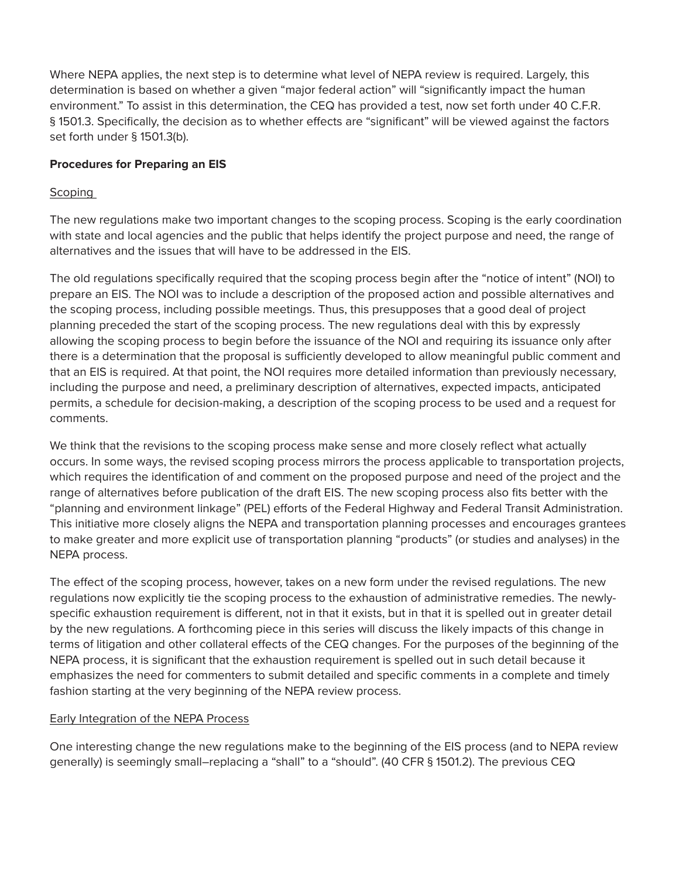Where NEPA applies, the next step is to determine what level of NEPA review is required. Largely, this determination is based on whether a given "major federal action" will "significantly impact the human environment." To assist in this determination, the CEQ has provided a test, now set forth under 40 C.F.R. § 1501.3. Specifically, the decision as to whether effects are "significant" will be viewed against the factors set forth under § 1501.3(b).

**Procedures for Preparing an EIS**

Scoping

The new regulations make two important changes to the scoping process. Scoping is the early coordination with state and local agencies and the public that helps identify the project purpose and need, the range of alternatives and the issues that will have to be addressed in the EIS.

The old regulations specifically required that the scoping process begin after the "notice of intent" (NOI) to prepare an EIS. The NOI was to include a description of the proposed action and possible alternatives and the scoping process, including possible meetings. Thus, this presupposes that a good deal of project planning preceded the start of the scoping process. The new regulations deal with this by expressly allowing the scoping process to begin before the issuance of the NOI and requiring its issuance only after there is a determination that the proposal is sufficiently developed to allow meaningful public comment and that an EIS is required. At that point, the NOI requires more detailed information than previously necessary, including the purpose and need, a preliminary description of alternatives, expected impacts, anticipated permits, a schedule for decision-making, a description of the scoping process to be used and a request for comments.

We think that the revisions to the scoping process make sense and more closely reflect what actually occurs. In some ways, the revised scoping process mirrors the process applicable to transportation projects, which requires the identification of and comment on the proposed purpose and need of the project and the range of alternatives before publication of the draft EIS. The new scoping process also fits better with the "planning and environment linkage" (PEL) efforts of the Federal Highway and Federal Transit Administration. This initiative more closely aligns the NEPA and transportation planning processes and encourages grantees to make greater and more explicit use of transportation planning "products" (or studies and analyses) in the NEPA process.

The effect of the scoping process, however, takes on a new form under the revised regulations. The new regulations now explicitly tie the scoping process to the exhaustion of administrative remedies. The newly-specific exhaustion requirement is different, not in that it exists, but in that it is spelled out in greater detail by the new regulations. A forthcoming piece in this series will discuss the likely impacts of this change in terms of litigation and other collateral effects of the CEQ changes. For the purposes of the beginning of the NEPA process, it is significant that the exhaustion requirement is spelled out in such detail because it emphasizes the need for commenters to submit detailed and specific comments in a complete and timely fashion starting at the very beginning of the NEPA review process.

Early Integration of the NEPA Process

One interesting change the new regulations make to the beginning of the EIS process (and to NEPA review generally) is seemingly small–replacing a "shall" to a "should". (40 CFR § 1501.2). The previous CEQ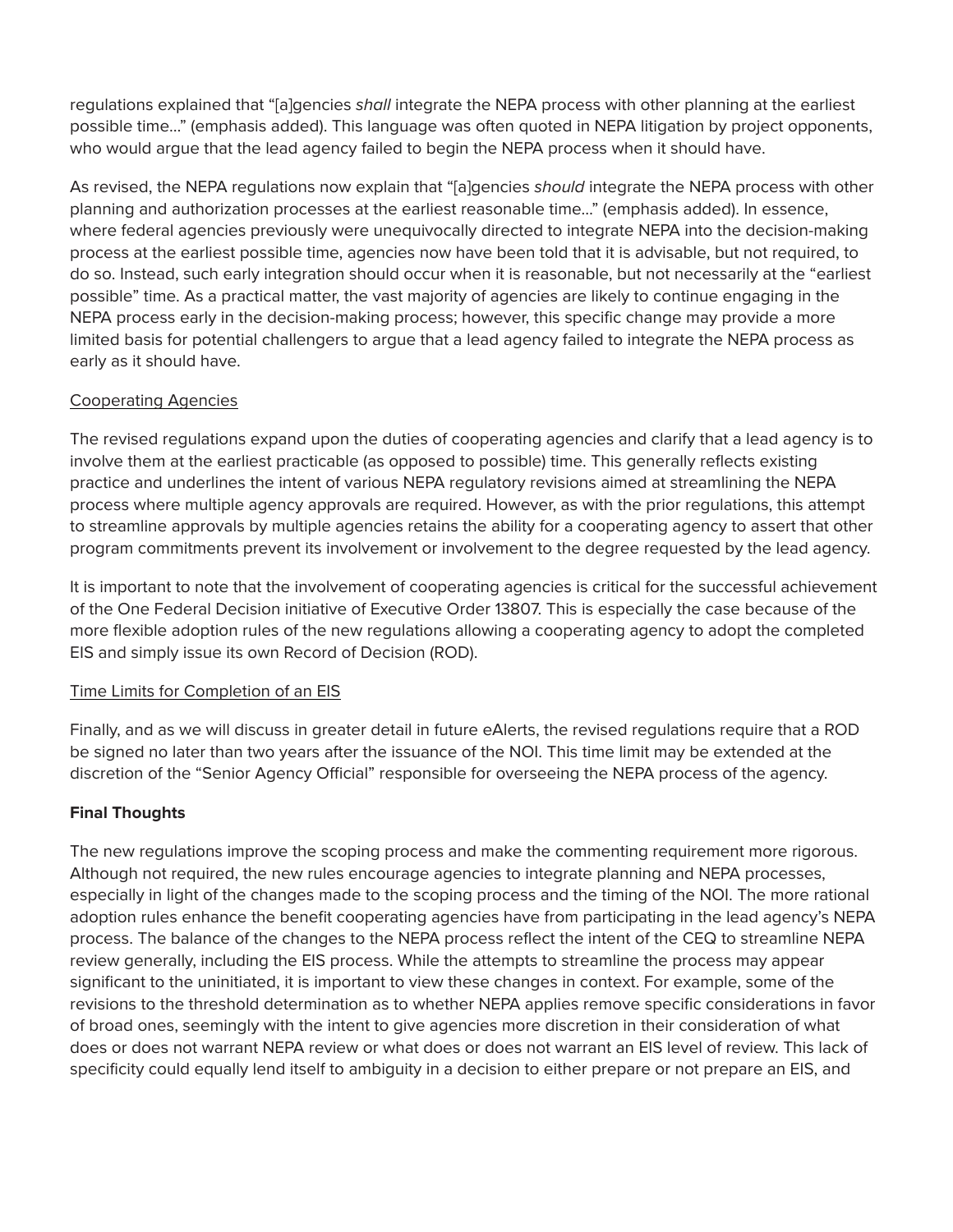regulations explained that "[a]gencies *shall* integrate the NEPA process with other planning at the earliest possible time..." (emphasis added). This language was often quoted in NEPA litigation by project opponents, who would argue that the lead agency failed to begin the NEPA process when it should have.

As revised, the NEPA regulations now explain that "[a]gencies *should* integrate the NEPA process with other planning and authorization processes at the earliest reasonable time..." (emphasis added). In essence, where federal agencies previously were unequivocally directed to integrate NEPA into the decision-making process at the earliest possible time, agencies now have been told that it is advisable, but not required, to do so. Instead, such early integration should occur when it is reasonable, but not necessarily at the "earliest possible" time. As a practical matter, the vast majority of agencies are likely to continue engaging in the NEPA process early in the decision-making process; however, this specific change may provide a more limited basis for potential challengers to argue that a lead agency failed to integrate the NEPA process as early as it should have.

<u>Cooperating Agencies</u>

The revised regulations expand upon the duties of cooperating agencies and clarify that a lead agency is to involve them at the earliest practicable (as opposed to possible) time. This generally reflects existing practice and underlines the intent of various NEPA regulatory revisions aimed at streamlining the NEPA process where multiple agency approvals are required. However, as with the prior regulations, this attempt to streamline approvals by multiple agencies retains the ability for a cooperating agency to assert that other program commitments prevent its involvement or involvement to the degree requested by the lead agency.

It is important to note that the involvement of cooperating agencies is critical for the successful achievement of the One Federal Decision initiative of Executive Order 13807. This is especially the case because of the more flexible adoption rules of the new regulations allowing a cooperating agency to adopt the completed EIS and simply issue its own Record of Decision (ROD).

<u>Time Limits for Completion of an EIS</u>

Finally, and as we will discuss in greater detail in future eAlerts, the revised regulations require that a ROD be signed no later than two years after the issuance of the NOI. This time limit may be extended at the discretion of the "Senior Agency Official" responsible for overseeing the NEPA process of the agency.

**Final Thoughts**

The new regulations improve the scoping process and make the commenting requirement more rigorous. Although not required, the new rules encourage agencies to integrate planning and NEPA processes, especially in light of the changes made to the scoping process and the timing of the NOI. The more rational adoption rules enhance the benefit cooperating agencies have from participating in the lead agency's NEPA process. The balance of the changes to the NEPA process reflect the intent of the CEQ to streamline NEPA review generally, including the EIS process. While the attempts to streamline the process may appear significant to the uninitiated, it is important to view these changes in context. For example, some of the revisions to the threshold determination as to whether NEPA applies remove specific considerations in favor of broad ones, seemingly with the intent to give agencies more discretion in their consideration of what does or does not warrant NEPA review or what does or does not warrant an EIS level of review. This lack of specificity could equally lend itself to ambiguity in a decision to either prepare or not prepare an EIS, and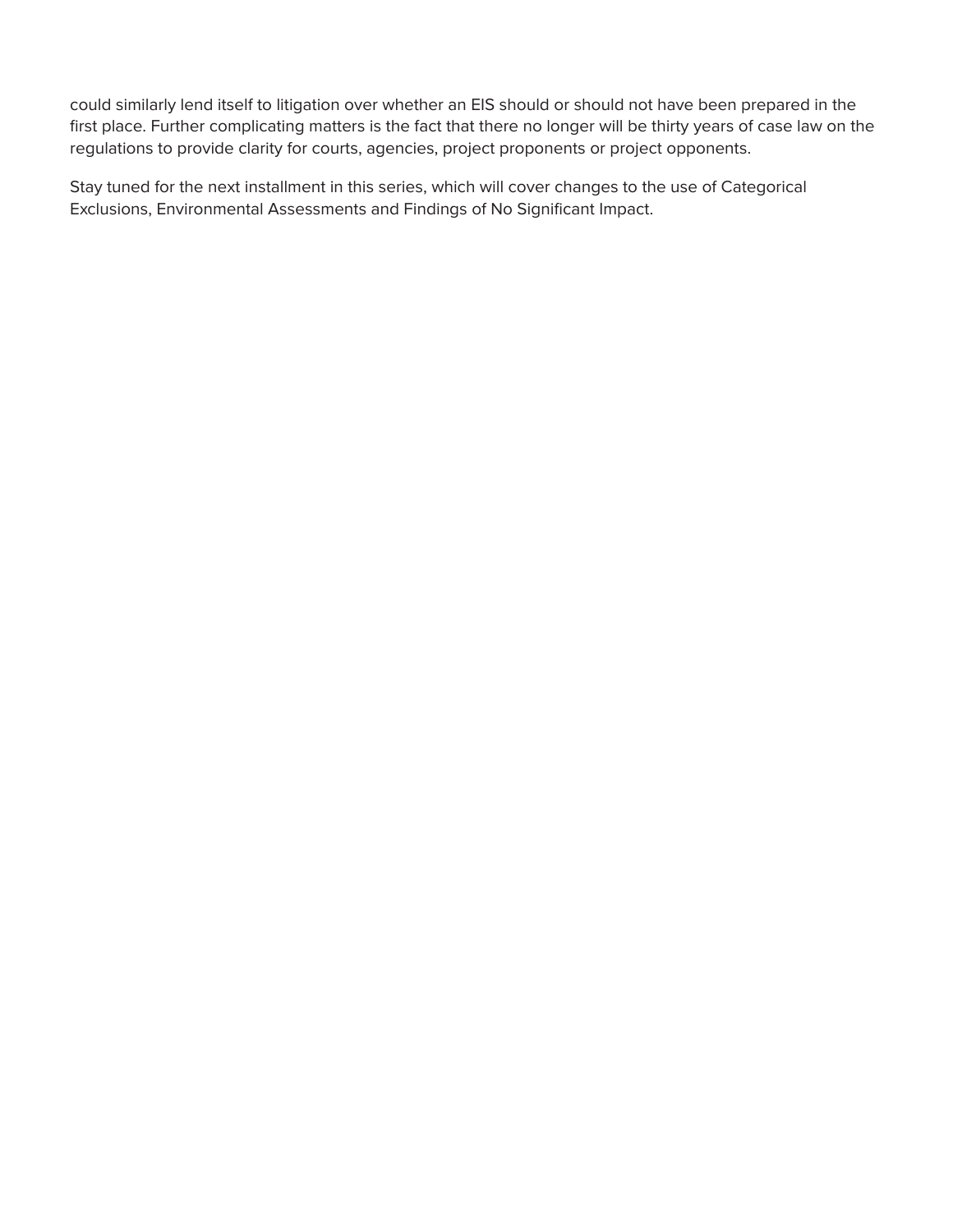could similarly lend itself to litigation over whether an EIS should or should not have been prepared in the first place. Further complicating matters is the fact that there no longer will be thirty years of case law on the regulations to provide clarity for courts, agencies, project proponents or project opponents.

Stay tuned for the next installment in this series, which will cover changes to the use of Categorical Exclusions, Environmental Assessments and Findings of No Significant Impact.